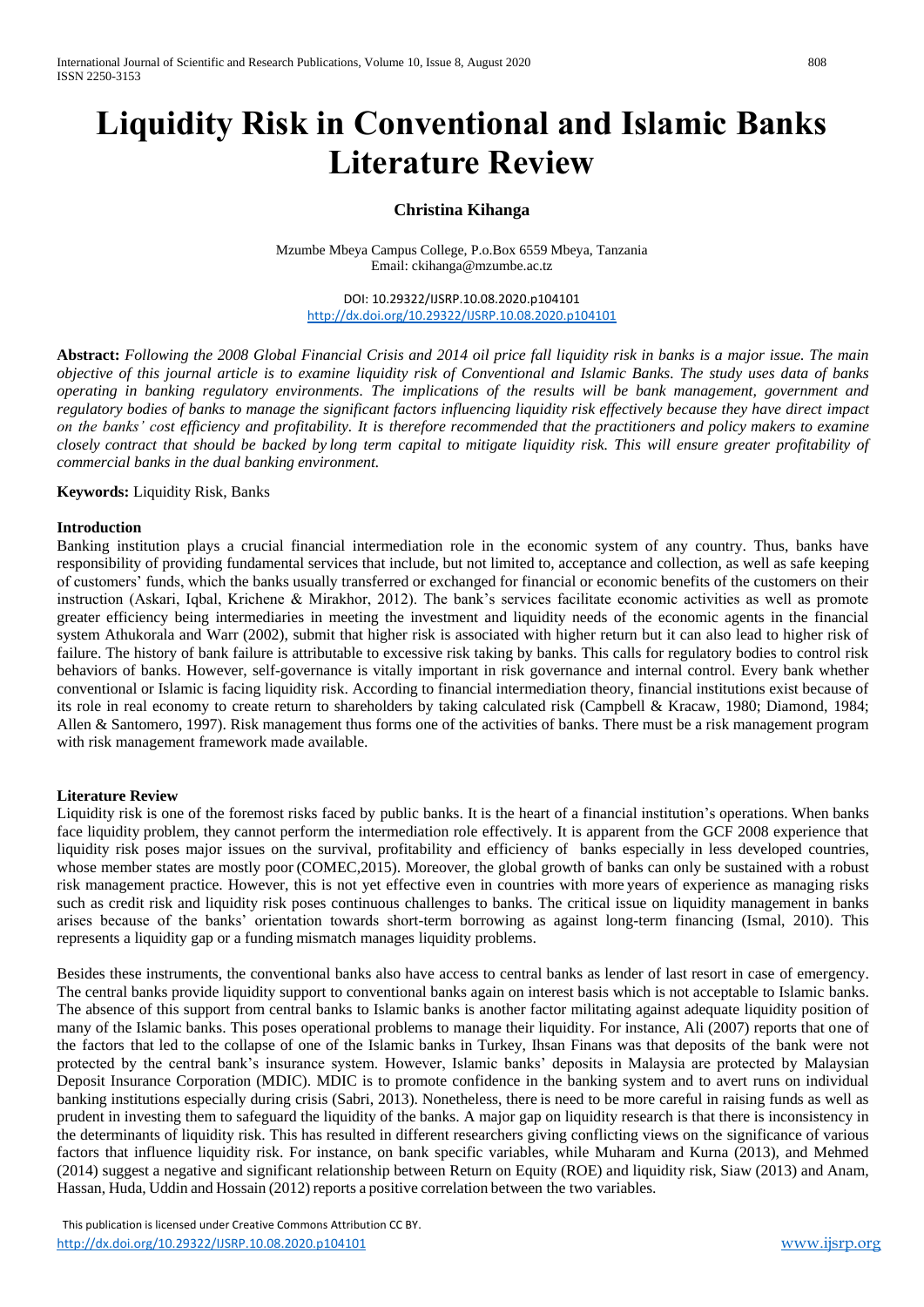# Liquidity Risk in Conventional and Islamic Banks Literature Review

**Christina Kihanga**

Mzumbe Mbeya Campus College, P.o.Box 6559 Mbeya, Tanzania
Email: ckihanga@mzumbe.ac.tz

DOI: 10.29322/IJSRP.10.08.2020.p104101
http://dx.doi.org/10.29322/IJSRP.10.08.2020.p104101

**Abstract:** *Following the 2008 Global Financial Crisis and 2014 oil price fall liquidity risk in banks is a major issue. The main objective of this journal article is to examine liquidity risk of Conventional and Islamic Banks. The study uses data of banks operating in banking regulatory environments. The implications of the results will be bank management, government and regulatory bodies of banks to manage the significant factors influencing liquidity risk effectively because they have direct impact on the banks' cost efficiency and profitability. It is therefore recommended that the practitioners and policy makers to examine closely contract that should be backed by long term capital to mitigate liquidity risk. This will ensure greater profitability of commercial banks in the dual banking environment.*

**Keywords:** Liquidity Risk, Banks

## Introduction

Banking institution plays a crucial financial intermediation role in the economic system of any country. Thus, banks have responsibility of providing fundamental services that include, but not limited to, acceptance and collection, as well as safe keeping of customers' funds, which the banks usually transferred or exchanged for financial or economic benefits of the customers on their instruction (Askari, Iqbal, Krichene & Mirakhor, 2012). The bank's services facilitate economic activities as well as promote greater efficiency being intermediaries in meeting the investment and liquidity needs of the economic agents in the financial system Athukorala and Warr (2002), submit that higher risk is associated with higher return but it can also lead to higher risk of failure. The history of bank failure is attributable to excessive risk taking by banks. This calls for regulatory bodies to control risk behaviors of banks. However, self-governance is vitally important in risk governance and internal control. Every bank whether conventional or Islamic is facing liquidity risk. According to financial intermediation theory, financial institutions exist because of its role in real economy to create return to shareholders by taking calculated risk (Campbell & Kracaw, 1980; Diamond, 1984; Allen & Santomero, 1997). Risk management thus forms one of the activities of banks. There must be a risk management program with risk management framework made available.

## Literature Review

Liquidity risk is one of the foremost risks faced by public banks. It is the heart of a financial institution's operations. When banks face liquidity problem, they cannot perform the intermediation role effectively. It is apparent from the GCF 2008 experience that liquidity risk poses major issues on the survival, profitability and efficiency of banks especially in less developed countries, whose member states are mostly poor (COMEC,2015). Moreover, the global growth of banks can only be sustained with a robust risk management practice. However, this is not yet effective even in countries with more years of experience as managing risks such as credit risk and liquidity risk poses continuous challenges to banks. The critical issue on liquidity management in banks arises because of the banks' orientation towards short-term borrowing as against long-term financing (Ismal, 2010). This represents a liquidity gap or a funding mismatch manages liquidity problems.

Besides these instruments, the conventional banks also have access to central banks as lender of last resort in case of emergency. The central banks provide liquidity support to conventional banks again on interest basis which is not acceptable to Islamic banks. The absence of this support from central banks to Islamic banks is another factor militating against adequate liquidity position of many of the Islamic banks. This poses operational problems to manage their liquidity. For instance, Ali (2007) reports that one of the factors that led to the collapse of one of the Islamic banks in Turkey, Ihsan Finans was that deposits of the bank were not protected by the central bank's insurance system. However, Islamic banks' deposits in Malaysia are protected by Malaysian Deposit Insurance Corporation (MDIC). MDIC is to promote confidence in the banking system and to avert runs on individual banking institutions especially during crisis (Sabri, 2013). Nonetheless, there is need to be more careful in raising funds as well as prudent in investing them to safeguard the liquidity of the banks. A major gap on liquidity research is that there is inconsistency in the determinants of liquidity risk. This has resulted in different researchers giving conflicting views on the significance of various factors that influence liquidity risk. For instance, on bank specific variables, while Muharam and Kurna (2013), and Mehmed (2014) suggest a negative and significant relationship between Return on Equity (ROE) and liquidity risk, Siaw (2013) and Anam, Hassan, Huda, Uddin and Hossain (2012) reports a positive correlation between the two variables.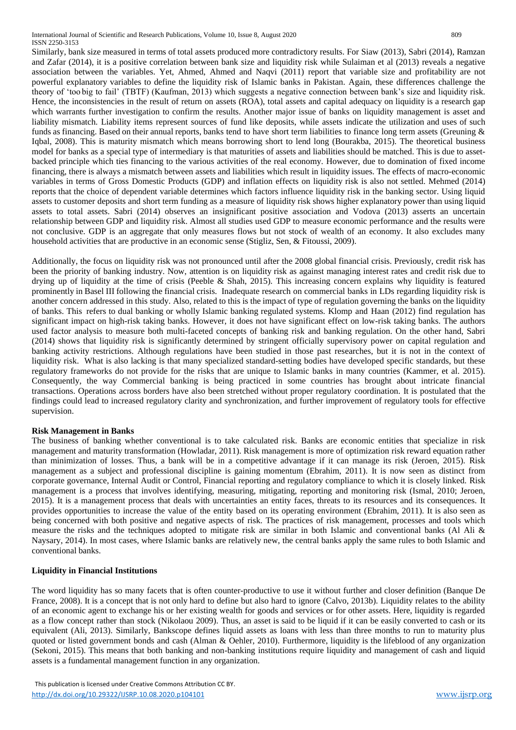Similarly, bank size measured in terms of total assets produced more contradictory results. For Siaw (2013), Sabri (2014), Ramzan and Zafar (2014), it is a positive correlation between bank size and liquidity risk while Sulaiman et al (2013) reveals a negative association between the variables. Yet, Ahmed, Ahmed and Naqvi (2011) report that variable size and profitability are not powerful explanatory variables to define the liquidity risk of Islamic banks in Pakistan. Again, these differences challenge the theory of 'too big to fail' (TBTF) (Kaufman, 2013) which suggests a negative connection between bank's size and liquidity risk. Hence, the inconsistencies in the result of return on assets (ROA), total assets and capital adequacy on liquidity is a research gap which warrants further investigation to confirm the results. Another major issue of banks on liquidity management is asset and liability mismatch. Liability items represent sources of fund like deposits, while assets indicate the utilization and uses of such funds as financing. Based on their annual reports, banks tend to have short term liabilities to finance long term assets (Greuning & Iqbal, 2008). This is maturity mismatch which means borrowing short to lend long (Bourakba, 2015). The theoretical business model for banks as a special type of intermediary is that maturities of assets and liabilities should be matched. This is due to asset-backed principle which ties financing to the various activities of the real economy. However, due to domination of fixed income financing, there is always a mismatch between assets and liabilities which result in liquidity issues. The effects of macro-economic variables in terms of Gross Domestic Products (GDP) and inflation effects on liquidity risk is also not settled. Mehmed (2014) reports that the choice of dependent variable determines which factors influence liquidity risk in the banking sector. Using liquid assets to customer deposits and short term funding as a measure of liquidity risk shows higher explanatory power than using liquid assets to total assets. Sabri (2014) observes an insignificant positive association and Vodova (2013) asserts an uncertain relationship between GDP and liquidity risk. Almost all studies used GDP to measure economic performance and the results were not conclusive. GDP is an aggregate that only measures flows but not stock of wealth of an economy. It also excludes many household activities that are productive in an economic sense (Stigliz, Sen, & Fitoussi, 2009).

Additionally, the focus on liquidity risk was not pronounced until after the 2008 global financial crisis. Previously, credit risk has been the priority of banking industry. Now, attention is on liquidity risk as against managing interest rates and credit risk due to drying up of liquidity at the time of crisis (Peeble & Shah, 2015). This increasing concern explains why liquidity is featured prominently in Basel III following the financial crisis. Inadequate research on commercial banks in LDs regarding liquidity risk is another concern addressed in this study. Also, related to this is the impact of type of regulation governing the banks on the liquidity of banks. This refers to dual banking or wholly Islamic banking regulated systems. Klomp and Haan (2012) find regulation has significant impact on high-risk taking banks. However, it does not have significant effect on low-risk taking banks. The authors used factor analysis to measure both multi-faceted concepts of banking risk and banking regulation. On the other hand, Sabri (2014) shows that liquidity risk is significantly determined by stringent officially supervisory power on capital regulation and banking activity restrictions. Although regulations have been studied in those past researches, but it is not in the context of liquidity risk. What is also lacking is that many specialized standard-setting bodies have developed specific standards, but these regulatory frameworks do not provide for the risks that are unique to Islamic banks in many countries (Kammer, et al. 2015). Consequently, the way Commercial banking is being practiced in some countries has brought about intricate financial transactions. Operations across borders have also been stretched without proper regulatory coordination. It is postulated that the findings could lead to increased regulatory clarity and synchronization, and further improvement of regulatory tools for effective supervision.

## Risk Management in Banks

The business of banking whether conventional is to take calculated risk. Banks are economic entities that specialize in risk management and maturity transformation (Howladar, 2011). Risk management is more of optimization risk reward equation rather than minimization of losses. Thus, a bank will be in a competitive advantage if it can manage its risk (Jeroen, 2015). Risk management as a subject and professional discipline is gaining momentum (Ebrahim, 2011). It is now seen as distinct from corporate governance, Internal Audit or Control, Financial reporting and regulatory compliance to which it is closely linked. Risk management is a process that involves identifying, measuring, mitigating, reporting and monitoring risk (Ismal, 2010; Jeroen, 2015). It is a management process that deals with uncertainties an entity faces, threats to its resources and its consequences. It provides opportunities to increase the value of the entity based on its operating environment (Ebrahim, 2011). It is also seen as being concerned with both positive and negative aspects of risk. The practices of risk management, processes and tools which measure the risks and the techniques adopted to mitigate risk are similar in both Islamic and conventional banks (Al Ali & Naysary, 2014). In most cases, where Islamic banks are relatively new, the central banks apply the same rules to both Islamic and conventional banks.

## Liquidity in Financial Institutions

The word liquidity has so many facets that is often counter-productive to use it without further and closer definition (Banque De France, 2008). It is a concept that is not only hard to define but also hard to ignore (Calvo, 2013b). Liquidity relates to the ability of an economic agent to exchange his or her existing wealth for goods and services or for other assets. Here, liquidity is regarded as a flow concept rather than stock (Nikolaou 2009). Thus, an asset is said to be liquid if it can be easily converted to cash or its equivalent (Ali, 2013). Similarly, Bankscope defines liquid assets as loans with less than three months to run to maturity plus quoted or listed government bonds and cash (Alman & Oehler, 2010). Furthermore, liquidity is the lifeblood of any organization (Sekoni, 2015). This means that both banking and non-banking institutions require liquidity and management of cash and liquid assets is a fundamental management function in any organization.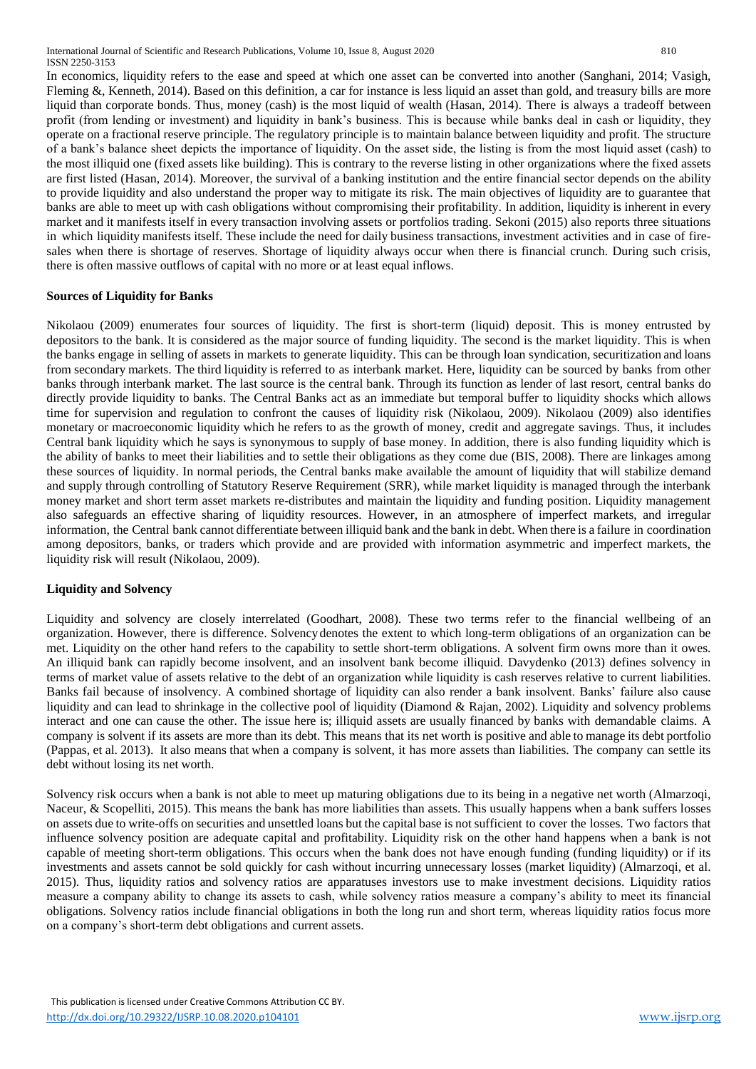In economics, liquidity refers to the ease and speed at which one asset can be converted into another (Sanghani, 2014; Vasigh, Fleming &, Kenneth, 2014). Based on this definition, a car for instance is less liquid an asset than gold, and treasury bills are more liquid than corporate bonds. Thus, money (cash) is the most liquid of wealth (Hasan, 2014). There is always a tradeoff between profit (from lending or investment) and liquidity in bank's business. This is because while banks deal in cash or liquidity, they operate on a fractional reserve principle. The regulatory principle is to maintain balance between liquidity and profit. The structure of a bank's balance sheet depicts the importance of liquidity. On the asset side, the listing is from the most liquid asset (cash) to the most illiquid one (fixed assets like building). This is contrary to the reverse listing in other organizations where the fixed assets are first listed (Hasan, 2014). Moreover, the survival of a banking institution and the entire financial sector depends on the ability to provide liquidity and also understand the proper way to mitigate its risk. The main objectives of liquidity are to guarantee that banks are able to meet up with cash obligations without compromising their profitability. In addition, liquidity is inherent in every market and it manifests itself in every transaction involving assets or portfolios trading. Sekoni (2015) also reports three situations in which liquidity manifests itself. These include the need for daily business transactions, investment activities and in case of fire-sales when there is shortage of reserves. Shortage of liquidity always occur when there is financial crunch. During such crisis, there is often massive outflows of capital with no more or at least equal inflows.

**Sources of Liquidity for Banks**

Nikolaou (2009) enumerates four sources of liquidity. The first is short-term (liquid) deposit. This is money entrusted by depositors to the bank. It is considered as the major source of funding liquidity. The second is the market liquidity. This is when the banks engage in selling of assets in markets to generate liquidity. This can be through loan syndication, securitization and loans from secondary markets. The third liquidity is referred to as interbank market. Here, liquidity can be sourced by banks from other banks through interbank market. The last source is the central bank. Through its function as lender of last resort, central banks do directly provide liquidity to banks. The Central Banks act as an immediate but temporal buffer to liquidity shocks which allows time for supervision and regulation to confront the causes of liquidity risk (Nikolaou, 2009). Nikolaou (2009) also identifies monetary or macroeconomic liquidity which he refers to as the growth of money, credit and aggregate savings. Thus, it includes Central bank liquidity which he says is synonymous to supply of base money. In addition, there is also funding liquidity which is the ability of banks to meet their liabilities and to settle their obligations as they come due (BIS, 2008). There are linkages among these sources of liquidity. In normal periods, the Central banks make available the amount of liquidity that will stabilize demand and supply through controlling of Statutory Reserve Requirement (SRR), while market liquidity is managed through the interbank money market and short term asset markets re-distributes and maintain the liquidity and funding position. Liquidity management also safeguards an effective sharing of liquidity resources. However, in an atmosphere of imperfect markets, and irregular information, the Central bank cannot differentiate between illiquid bank and the bank in debt. When there is a failure in coordination among depositors, banks, or traders which provide and are provided with information asymmetric and imperfect markets, the liquidity risk will result (Nikolaou, 2009).

**Liquidity and Solvency**

Liquidity and solvency are closely interrelated (Goodhart, 2008). These two terms refer to the financial wellbeing of an organization. However, there is difference. Solvency denotes the extent to which long-term obligations of an organization can be met. Liquidity on the other hand refers to the capability to settle short-term obligations. A solvent firm owns more than it owes. An illiquid bank can rapidly become insolvent, and an insolvent bank become illiquid. Davydenko (2013) defines solvency in terms of market value of assets relative to the debt of an organization while liquidity is cash reserves relative to current liabilities. Banks fail because of insolvency. A combined shortage of liquidity can also render a bank insolvent. Banks' failure also cause liquidity and can lead to shrinkage in the collective pool of liquidity (Diamond & Rajan, 2002). Liquidity and solvency problems interact and one can cause the other. The issue here is; illiquid assets are usually financed by banks with demandable claims. A company is solvent if its assets are more than its debt. This means that its net worth is positive and able to manage its debt portfolio (Pappas, et al. 2013). It also means that when a company is solvent, it has more assets than liabilities. The company can settle its debt without losing its net worth.

Solvency risk occurs when a bank is not able to meet up maturing obligations due to its being in a negative net worth (Almarzoqi, Naceur, & Scopelliti, 2015). This means the bank has more liabilities than assets. This usually happens when a bank suffers losses on assets due to write-offs on securities and unsettled loans but the capital base is not sufficient to cover the losses. Two factors that influence solvency position are adequate capital and profitability. Liquidity risk on the other hand happens when a bank is not capable of meeting short-term obligations. This occurs when the bank does not have enough funding (funding liquidity) or if its investments and assets cannot be sold quickly for cash without incurring unnecessary losses (market liquidity) (Almarzoqi, et al. 2015). Thus, liquidity ratios and solvency ratios are apparatuses investors use to make investment decisions. Liquidity ratios measure a company ability to change its assets to cash, while solvency ratios measure a company's ability to meet its financial obligations. Solvency ratios include financial obligations in both the long run and short term, whereas liquidity ratios focus more on a company's short-term debt obligations and current assets.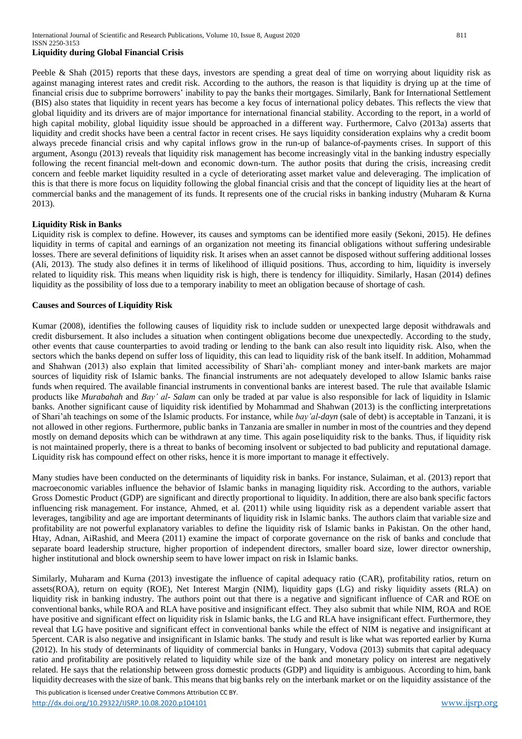**Liquidity during Global Financial Crisis**

Peeble & Shah (2015) reports that these days, investors are spending a great deal of time on worrying about liquidity risk as against managing interest rates and credit risk. According to the authors, the reason is that liquidity is drying up at the time of financial crisis due to subprime borrowers' inability to pay the banks their mortgages. Similarly, Bank for International Settlement (BIS) also states that liquidity in recent years has become a key focus of international policy debates. This reflects the view that global liquidity and its drivers are of major importance for international financial stability. According to the report, in a world of high capital mobility, global liquidity issue should be approached in a different way. Furthermore, Calvo (2013a) asserts that liquidity and credit shocks have been a central factor in recent crises. He says liquidity consideration explains why a credit boom always precede financial crisis and why capital inflows grow in the run-up of balance-of-payments crises. In support of this argument, Asongu (2013) reveals that liquidity risk management has become increasingly vital in the banking industry especially following the recent financial melt-down and economic down-turn. The author posits that during the crisis, increasing credit concern and feeble market liquidity resulted in a cycle of deteriorating asset market value and deleveraging. The implication of this is that there is more focus on liquidity following the global financial crisis and that the concept of liquidity lies at the heart of commercial banks and the management of its funds. It represents one of the crucial risks in banking industry (Muharam & Kurna 2013).

**Liquidity Risk in Banks**

Liquidity risk is complex to define. However, its causes and symptoms can be identified more easily (Sekoni, 2015). He defines liquidity in terms of capital and earnings of an organization not meeting its financial obligations without suffering undesirable losses. There are several definitions of liquidity risk. It arises when an asset cannot be disposed without suffering additional losses (Ali, 2013). The study also defines it in terms of likelihood of illiquid positions. Thus, according to him, liquidity is inversely related to liquidity risk. This means when liquidity risk is high, there is tendency for illiquidity. Similarly, Hasan (2014) defines liquidity as the possibility of loss due to a temporary inability to meet an obligation because of shortage of cash.

**Causes and Sources of Liquidity Risk**

Kumar (2008), identifies the following causes of liquidity risk to include sudden or unexpected large deposit withdrawals and credit disbursement. It also includes a situation when contingent obligations become due unexpectedly. According to the study, other events that cause counterparties to avoid trading or lending to the bank can also result into liquidity risk. Also, when the sectors which the banks depend on suffer loss of liquidity, this can lead to liquidity risk of the bank itself. In addition, Mohammad and Shahwan (2013) also explain that limited accessibility of Shari'ah- compliant money and inter-bank markets are major sources of liquidity risk of Islamic banks. The financial instruments are not adequately developed to allow Islamic banks raise funds when required. The available financial instruments in conventional banks are interest based. The rule that available Islamic products like *Murabahah* and *Bay' al- Salam* can only be traded at par value is also responsible for lack of liquidity in Islamic banks. Another significant cause of liquidity risk identified by Mohammad and Shahwan (2013) is the conflicting interpretations of Shari'ah teachings on some of the Islamic products. For instance, while *bay'al-dayn* (sale of debt) is acceptable in Tanzani, it is not allowed in other regions. Furthermore, public banks in Tanzania are smaller in number in most of the countries and they depend mostly on demand deposits which can be withdrawn at any time. This again poseliquidity risk to the banks. Thus, if liquidity risk is not maintained properly, there is a threat to banks of becoming insolvent or subjected to bad publicity and reputational damage. Liquidity risk has compound effect on other risks, hence it is more important to manage it effectively.

Many studies have been conducted on the determinants of liquidity risk in banks. For instance, Sulaiman, et al. (2013) report that macroeconomic variables influence the behavior of Islamic banks in managing liquidity risk. According to the authors, variable Gross Domestic Product (GDP) are significant and directly proportional to liquidity. In addition, there are also bank specific factors influencing risk management. For instance, Ahmed, et al. (2011) while using liquidity risk as a dependent variable assert that leverages, tangibility and age are important determinants of liquidity risk in Islamic banks. The authors claim that variable size and profitability are not powerful explanatory variables to define the liquidity risk of Islamic banks in Pakistan. On the other hand, Htay, Adnan, AiRashid, and Meera (2011) examine the impact of corporate governance on the risk of banks and conclude that separate board leadership structure, higher proportion of independent directors, smaller board size, lower director ownership, higher institutional and block ownership seem to have lower impact on risk in Islamic banks.

Similarly, Muharam and Kurna (2013) investigate the influence of capital adequacy ratio (CAR), profitability ratios, return on assets(ROA), return on equity (ROE), Net Interest Margin (NIM), liquidity gaps (LG) and risky liquidity assets (RLA) on liquidity risk in banking industry. The authors point out that there is a negative and significant influence of CAR and ROE on conventional banks, while ROA and RLA have positive and insignificant effect. They also submit that while NIM, ROA and ROE have positive and significant effect on liquidity risk in Islamic banks, the LG and RLA have insignificant effect. Furthermore, they reveal that LG have positive and significant effect in conventional banks while the effect of NIM is negative and insignificant at 5percent. CAR is also negative and insignificant in Islamic banks. The study and result is like what was reported earlier by Kurna (2012). In his study of determinants of liquidity of commercial banks in Hungary, Vodova (2013) submits that capital adequacy ratio and profitability are positively related to liquidity while size of the bank and monetary policy on interest are negatively related. He says that the relationship between gross domestic products (GDP) and liquidity is ambiguous. According to him, bank liquidity decreases with the size of bank. This means that big banks rely on the interbank market or on the liquidity assistance of the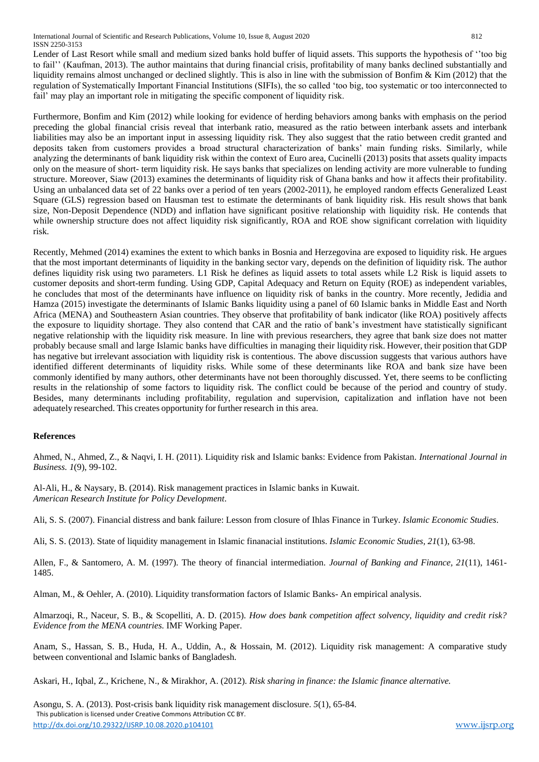Lender of Last Resort while small and medium sized banks hold buffer of liquid assets. This supports the hypothesis of ''too big to fail'' (Kaufman, 2013). The author maintains that during financial crisis, profitability of many banks declined substantially and liquidity remains almost unchanged or declined slightly. This is also in line with the submission of Bonfim & Kim (2012) that the regulation of Systematically Important Financial Institutions (SIFIs), the so called 'too big, too systematic or too interconnected to fail' may play an important role in mitigating the specific component of liquidity risk.

Furthermore, Bonfim and Kim (2012) while looking for evidence of herding behaviors among banks with emphasis on the period preceding the global financial crisis reveal that interbank ratio, measured as the ratio between interbank assets and interbank liabilities may also be an important input in assessing liquidity risk. They also suggest that the ratio between credit granted and deposits taken from customers provides a broad structural characterization of banks' main funding risks. Similarly, while analyzing the determinants of bank liquidity risk within the context of Euro area, Cucinelli (2013) posits that assets quality impacts only on the measure of short- term liquidity risk. He says banks that specializes on lending activity are more vulnerable to funding structure. Moreover, Siaw (2013) examines the determinants of liquidity risk of Ghana banks and how it affects their profitability. Using an unbalanced data set of 22 banks over a period of ten years (2002-2011), he employed random effects Generalized Least Square (GLS) regression based on Hausman test to estimate the determinants of bank liquidity risk. His result shows that bank size, Non-Deposit Dependence (NDD) and inflation have significant positive relationship with liquidity risk. He contends that while ownership structure does not affect liquidity risk significantly, ROA and ROE show significant correlation with liquidity risk.

Recently, Mehmed (2014) examines the extent to which banks in Bosnia and Herzegovina are exposed to liquidity risk. He argues that the most important determinants of liquidity in the banking sector vary, depends on the definition of liquidity risk. The author defines liquidity risk using two parameters. L1 Risk he defines as liquid assets to total assets while L2 Risk is liquid assets to customer deposits and short-term funding. Using GDP, Capital Adequacy and Return on Equity (ROE) as independent variables, he concludes that most of the determinants have influence on liquidity risk of banks in the country. More recently, Jedidia and Hamza (2015) investigate the determinants of Islamic Banks liquidity using a panel of 60 Islamic banks in Middle East and North Africa (MENA) and Southeastern Asian countries. They observe that profitability of bank indicator (like ROA) positively affects the exposure to liquidity shortage. They also contend that CAR and the ratio of bank's investment have statistically significant negative relationship with the liquidity risk measure. In line with previous researchers, they agree that bank size does not matter probably because small and large Islamic banks have difficulties in managing their liquidity risk. However, their position that GDP has negative but irrelevant association with liquidity risk is contentious. The above discussion suggests that various authors have identified different determinants of liquidity risks. While some of these determinants like ROA and bank size have been commonly identified by many authors, other determinants have not been thoroughly discussed. Yet, there seems to be conflicting results in the relationship of some factors to liquidity risk. The conflict could be because of the period and country of study. Besides, many determinants including profitability, regulation and supervision, capitalization and inflation have not been adequately researched. This creates opportunity for further research in this area.

#### References

Ahmed, N., Ahmed, Z., & Naqvi, I. H. (2011). Liquidity risk and Islamic banks: Evidence from Pakistan. *International Journal in Business. 1*(9), 99-102.

Al-Ali, H., & Naysary, B. (2014). Risk management practices in Islamic banks in Kuwait. *American Research Institute for Policy Development*.

Ali, S. S. (2007). Financial distress and bank failure: Lesson from closure of Ihlas Finance in Turkey. *Islamic Economic Studies*.

Ali, S. S. (2013). State of liquidity management in Islamic finanacial institutions. *Islamic Economic Studies, 21*(1), 63-98.

Allen, F., & Santomero, A. M. (1997). The theory of financial intermediation. *Journal of Banking and Finance, 21*(11), 1461-1485.

Alman, M., & Oehler, A. (2010). Liquidity transformation factors of Islamic Banks- An empirical analysis.

Almarzoqi, R., Naceur, S. B., & Scopelliti, A. D. (2015). *How does bank competition affect solvency, liquidity and credit risk? Evidence from the MENA countries.* IMF Working Paper.

Anam, S., Hassan, S. B., Huda, H. A., Uddin, A., & Hossain, M. (2012). Liquidity risk management: A comparative study between conventional and Islamic banks of Bangladesh.

Askari, H., Iqbal, Z., Krichene, N., & Mirakhor, A. (2012). *Risk sharing in finance: the Islamic finance alternative.*

Asongu, S. A. (2013). Post-crisis bank liquidity risk management disclosure. *5*(1), 65-84.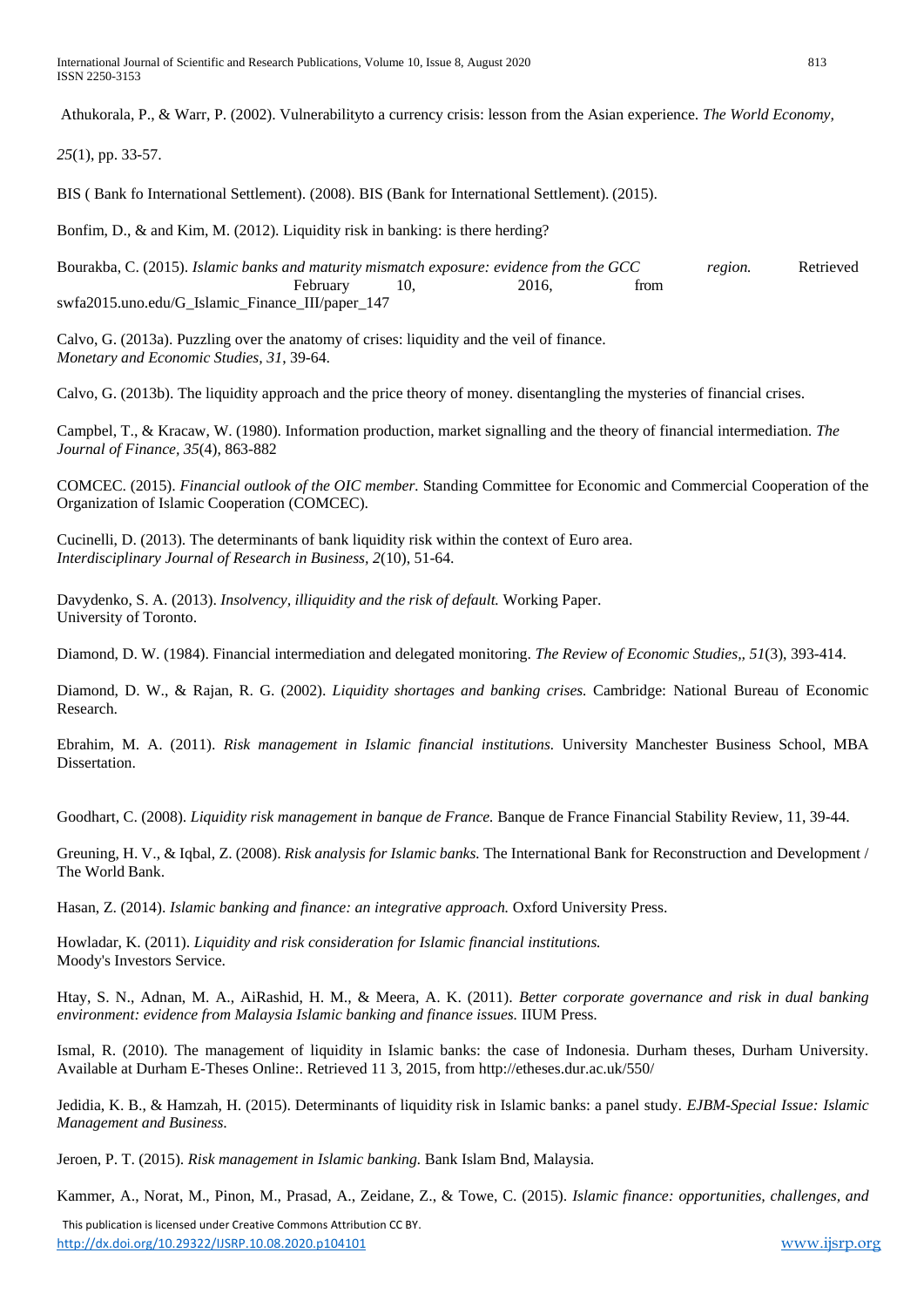Athukorala, P., & Warr, P. (2002). Vulnerabilityto a currency crisis: lesson from the Asian experience. *The World Economy, 25*(1), pp. 33-57.

BIS ( Bank fo International Settlement). (2008). BIS (Bank for International Settlement). (2015).

Bonfim, D., & and Kim, M. (2012). Liquidity risk in banking: is there herding?

Bourakba, C. (2015). *Islamic banks and maturity mismatch exposure: evidence from the GCC region.* Retrieved February 10, 2016, from swfa2015.uno.edu/G_Islamic_Finance_III/paper_147

Calvo, G. (2013a). Puzzling over the anatomy of crises: liquidity and the veil of finance. *Monetary and Economic Studies, 31*, 39-64.

Calvo, G. (2013b). The liquidity approach and the price theory of money. disentangling the mysteries of financial crises.

Campbel, T., & Kracaw, W. (1980). Information production, market signalling and the theory of financial intermediation. *The Journal of Finance, 35*(4), 863-882

COMCEC. (2015). *Financial outlook of the OIC member.* Standing Committee for Economic and Commercial Cooperation of the Organization of Islamic Cooperation (COMCEC).

Cucinelli, D. (2013). The determinants of bank liquidity risk within the context of Euro area. *Interdisciplinary Journal of Research in Business, 2*(10), 51-64.

Davydenko, S. A. (2013). *Insolvency, illiquidity and the risk of default.* Working Paper. University of Toronto.

Diamond, D. W. (1984). Financial intermediation and delegated monitoring. *The Review of Economic Studies,, 51*(3), 393-414.

Diamond, D. W., & Rajan, R. G. (2002). *Liquidity shortages and banking crises.* Cambridge: National Bureau of Economic Research.

Ebrahim, M. A. (2011). *Risk management in Islamic financial institutions.* University Manchester Business School, MBA Dissertation.

Goodhart, C. (2008). *Liquidity risk management in banque de France.* Banque de France Financial Stability Review, 11, 39-44.

Greuning, H. V., & Iqbal, Z. (2008). *Risk analysis for Islamic banks.* The International Bank for Reconstruction and Development / The World Bank.

Hasan, Z. (2014). *Islamic banking and finance: an integrative approach.* Oxford University Press.

Howladar, K. (2011). *Liquidity and risk consideration for Islamic financial institutions.* Moody's Investors Service.

Htay, S. N., Adnan, M. A., AiRashid, H. M., & Meera, A. K. (2011). *Better corporate governance and risk in dual banking environment: evidence from Malaysia Islamic banking and finance issues.* IIUM Press.

Ismal, R. (2010). The management of liquidity in Islamic banks: the case of Indonesia. Durham theses, Durham University. Available at Durham E-Theses Online:. Retrieved 11 3, 2015, from http://etheses.dur.ac.uk/550/

Jedidia, K. B., & Hamzah, H. (2015). Determinants of liquidity risk in Islamic banks: a panel study. *EJBM-Special Issue: Islamic Management and Business.*

Jeroen, P. T. (2015). *Risk management in Islamic banking.* Bank Islam Bnd, Malaysia.

Kammer, A., Norat, M., Pinon, M., Prasad, A., Zeidane, Z., & Towe, C. (2015). *Islamic finance: opportunities, challenges, and*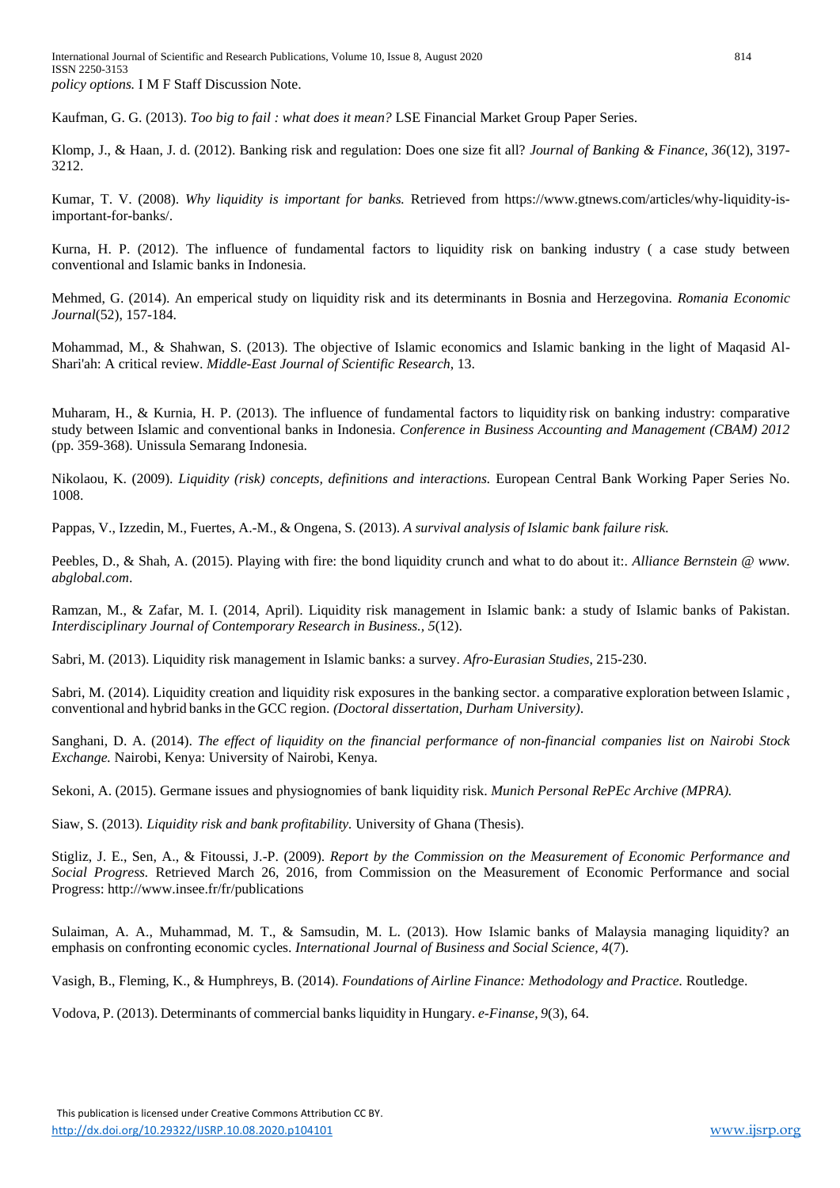*policy options.* I M F Staff Discussion Note.

Kaufman, G. G. (2013). *Too big to fail : what does it mean?* LSE Financial Market Group Paper Series.

Klomp, J., & Haan, J. d. (2012). Banking risk and regulation: Does one size fit all? *Journal of Banking & Finance, 36*(12), 3197-3212.

Kumar, T. V. (2008). *Why liquidity is important for banks.* Retrieved from https://www.gtnews.com/articles/why-liquidity-is-important-for-banks/.

Kurna, H. P. (2012). The influence of fundamental factors to liquidity risk on banking industry ( a case study between conventional and Islamic banks in Indonesia.

Mehmed, G. (2014). An emperical study on liquidity risk and its determinants in Bosnia and Herzegovina. *Romania Economic Journal*(52), 157-184.

Mohammad, M., & Shahwan, S. (2013). The objective of Islamic economics and Islamic banking in the light of Maqasid Al-Shari'ah: A critical review. *Middle-East Journal of Scientific Research*, 13.

Muharam, H., & Kurnia, H. P. (2013). The influence of fundamental factors to liquidity risk on banking industry: comparative study between Islamic and conventional banks in Indonesia. *Conference in Business Accounting and Management (CBAM) 2012* (pp. 359-368). Unissula Semarang Indonesia.

Nikolaou, K. (2009). *Liquidity (risk) concepts, definitions and interactions.* European Central Bank Working Paper Series No. 1008.

Pappas, V., Izzedin, M., Fuertes, A.-M., & Ongena, S. (2013). *A survival analysis of Islamic bank failure risk.*

Peebles, D., & Shah, A. (2015). Playing with fire: the bond liquidity crunch and what to do about it:. *Alliance Bernstein @ www. abglobal.com*.

Ramzan, M., & Zafar, M. I. (2014, April). Liquidity risk management in Islamic bank: a study of Islamic banks of Pakistan. *Interdisciplinary Journal of Contemporary Research in Business., 5*(12).

Sabri, M. (2013). Liquidity risk management in Islamic banks: a survey. *Afro-Eurasian Studies*, 215-230.

Sabri, M. (2014). Liquidity creation and liquidity risk exposures in the banking sector. a comparative exploration between Islamic , conventional and hybrid banks in the GCC region. *(Doctoral dissertation, Durham University)*.

Sanghani, D. A. (2014). *The effect of liquidity on the financial performance of non-financial companies list on Nairobi Stock Exchange.* Nairobi, Kenya: University of Nairobi, Kenya.

Sekoni, A. (2015). Germane issues and physiognomies of bank liquidity risk. *Munich Personal RePEc Archive (MPRA).*

Siaw, S. (2013). *Liquidity risk and bank profitability.* University of Ghana (Thesis).

Stigliz, J. E., Sen, A., & Fitoussi, J.-P. (2009). *Report by the Commission on the Measurement of Economic Performance and Social Progress.* Retrieved March 26, 2016, from Commission on the Measurement of Economic Performance and social Progress: http://www.insee.fr/fr/publications

Sulaiman, A. A., Muhammad, M. T., & Samsudin, M. L. (2013). How Islamic banks of Malaysia managing liquidity? an emphasis on confronting economic cycles. *International Journal of Business and Social Science, 4*(7).

Vasigh, B., Fleming, K., & Humphreys, B. (2014). *Foundations of Airline Finance: Methodology and Practice.* Routledge.

Vodova, P. (2013). Determinants of commercial banks liquidity in Hungary. *e-Finanse, 9*(3), 64.

This publication is licensed under Creative Commons Attribution CC BY.
http://dx.doi.org/10.29322/IJSRP.10.08.2020.p104101